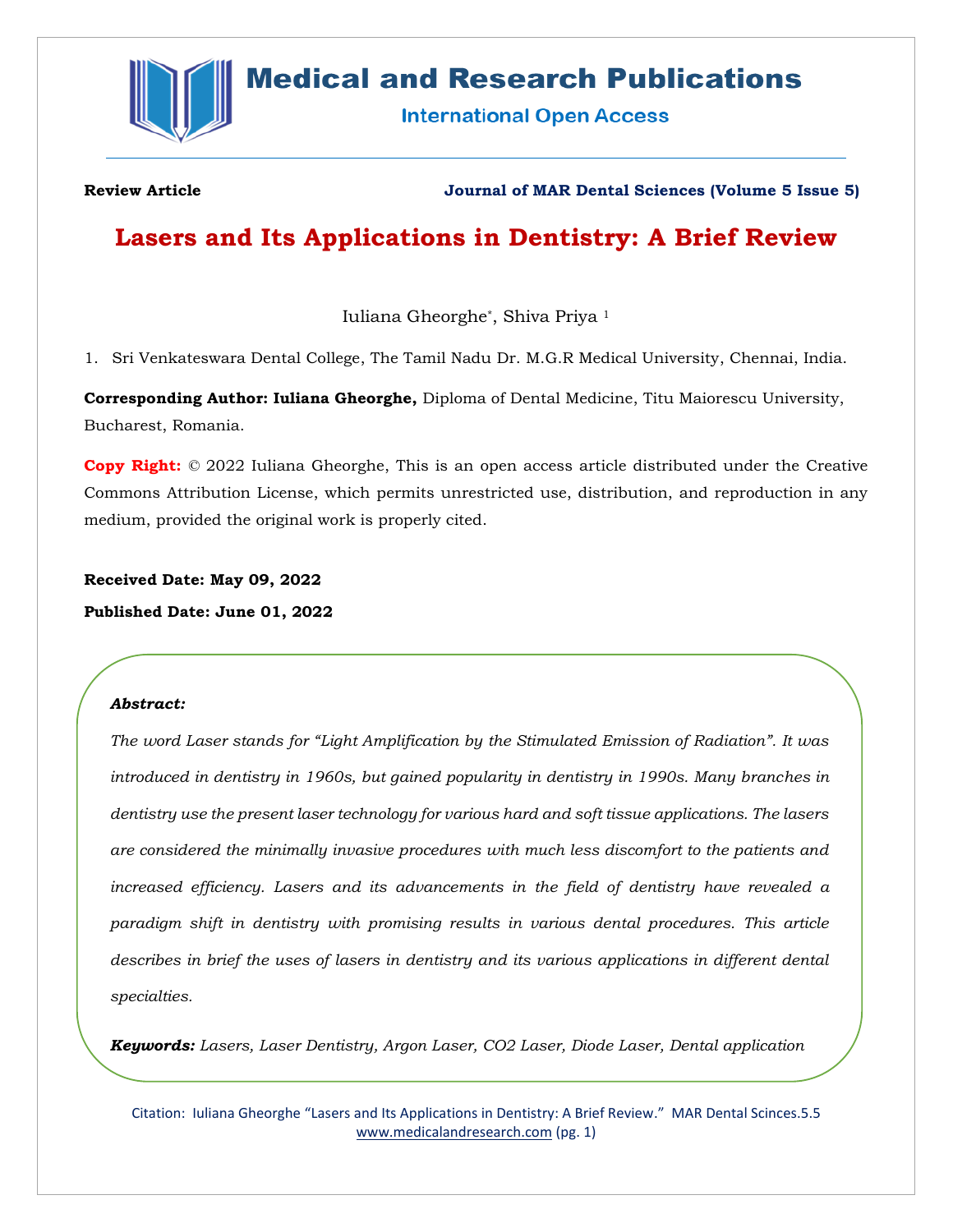**Review Article**

**Journal of MAR Dental Sciences (Volume 5 Issue 5)**

# Lasers and Its Applications in Dentistry: A Brief Review

Iuliana Gheorghe*, Shiva Priya [1]

1. Sri Venkateswara Dental College, The Tamil Nadu Dr. M.G.R Medical University, Chennai, India.

**Corresponding Author: Iuliana Gheorghe,** Diploma of Dental Medicine, Titu Maiorescu University, Bucharest, Romania.

**Copy Right:** © 2022 Iuliana Gheorghe, This is an open access article distributed under the Creative Commons Attribution License, which permits unrestricted use, distribution, and reproduction in any medium, provided the original work is properly cited.

**Received Date: May 09, 2022**

**Published Date: June 01, 2022**

***Abstract:***

*The word Laser stands for "Light Amplification by the Stimulated Emission of Radiation". It was introduced in dentistry in 1960s, but gained popularity in dentistry in 1990s. Many branches in dentistry use the present laser technology for various hard and soft tissue applications. The lasers are considered the minimally invasive procedures with much less discomfort to the patients and increased efficiency. Lasers and its advancements in the field of dentistry have revealed a paradigm shift in dentistry with promising results in various dental procedures. This article describes in brief the uses of lasers in dentistry and its various applications in different dental specialties.*

***Keywords:*** *Lasers, Laser Dentistry, Argon Laser, CO2 Laser, Diode Laser, Dental application*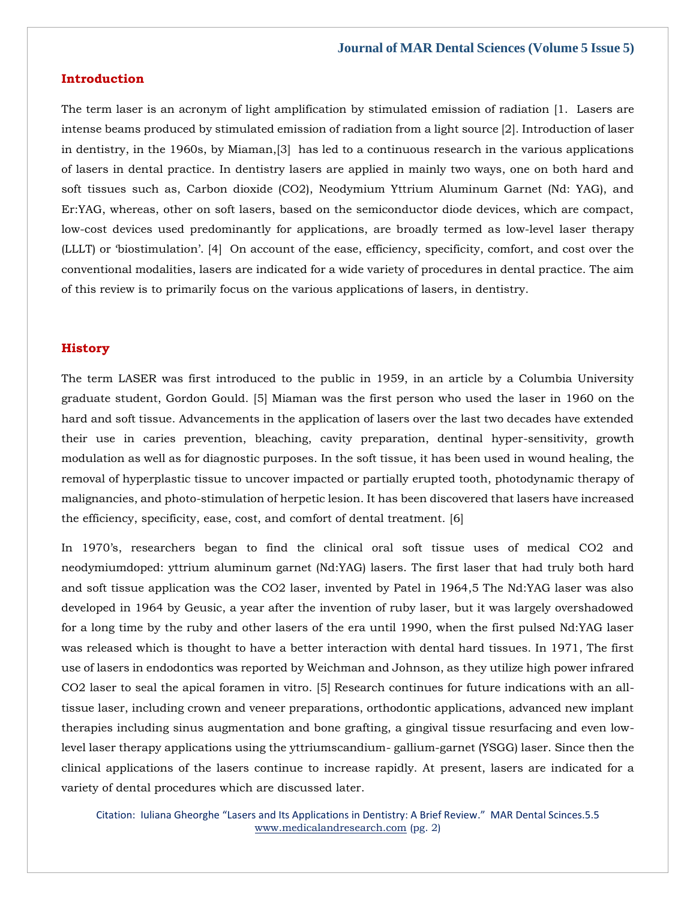## Introduction

The term laser is an acronym of light amplification by stimulated emission of radiation [1. Lasers are intense beams produced by stimulated emission of radiation from a light source [2]. Introduction of laser in dentistry, in the 1960s, by Miaman,[3] has led to a continuous research in the various applications of lasers in dental practice. In dentistry lasers are applied in mainly two ways, one on both hard and soft tissues such as, Carbon dioxide ($CO_2$), Neodymium Yttrium Aluminum Garnet (Nd: YAG), and Er:YAG, whereas, other on soft lasers, based on the semiconductor diode devices, which are compact, low-cost devices used predominantly for applications, are broadly termed as low-level laser therapy (LLLT) or 'biostimulation'. [4] On account of the ease, efficiency, specificity, comfort, and cost over the conventional modalities, lasers are indicated for a wide variety of procedures in dental practice. The aim of this review is to primarily focus on the various applications of lasers, in dentistry.

## History

The term LASER was first introduced to the public in 1959, in an article by a Columbia University graduate student, Gordon Gould. [5] Miaman was the first person who used the laser in 1960 on the hard and soft tissue. Advancements in the application of lasers over the last two decades have extended their use in caries prevention, bleaching, cavity preparation, dentinal hyper-sensitivity, growth modulation as well as for diagnostic purposes. In the soft tissue, it has been used in wound healing, the removal of hyperplastic tissue to uncover impacted or partially erupted tooth, photodynamic therapy of malignancies, and photo-stimulation of herpetic lesion. It has been discovered that lasers have increased the efficiency, specificity, ease, cost, and comfort of dental treatment. [6]

In 1970's, researchers began to find the clinical oral soft tissue uses of medical $CO_2$ and neodymiumdoped: yttrium aluminum garnet (Nd:YAG) lasers. The first laser that had truly both hard and soft tissue application was the $CO_2$ laser, invented by Patel in 1964,5 The Nd:YAG laser was also developed in 1964 by Geusic, a year after the invention of ruby laser, but it was largely overshadowed for a long time by the ruby and other lasers of the era until 1990, when the first pulsed Nd:YAG laser was released which is thought to have a better interaction with dental hard tissues. In 1971, The first use of lasers in endodontics was reported by Weichman and Johnson, as they utilize high power infrared $CO_2$ laser to seal the apical foramen in vitro. [5] Research continues for future indications with an all-tissue laser, including crown and veneer preparations, orthodontic applications, advanced new implant therapies including sinus augmentation and bone grafting, a gingival tissue resurfacing and even low-level laser therapy applications using the yttriumscandium- gallium-garnet (YSGG) laser. Since then the clinical applications of the lasers continue to increase rapidly. At present, lasers are indicated for a variety of dental procedures which are discussed later.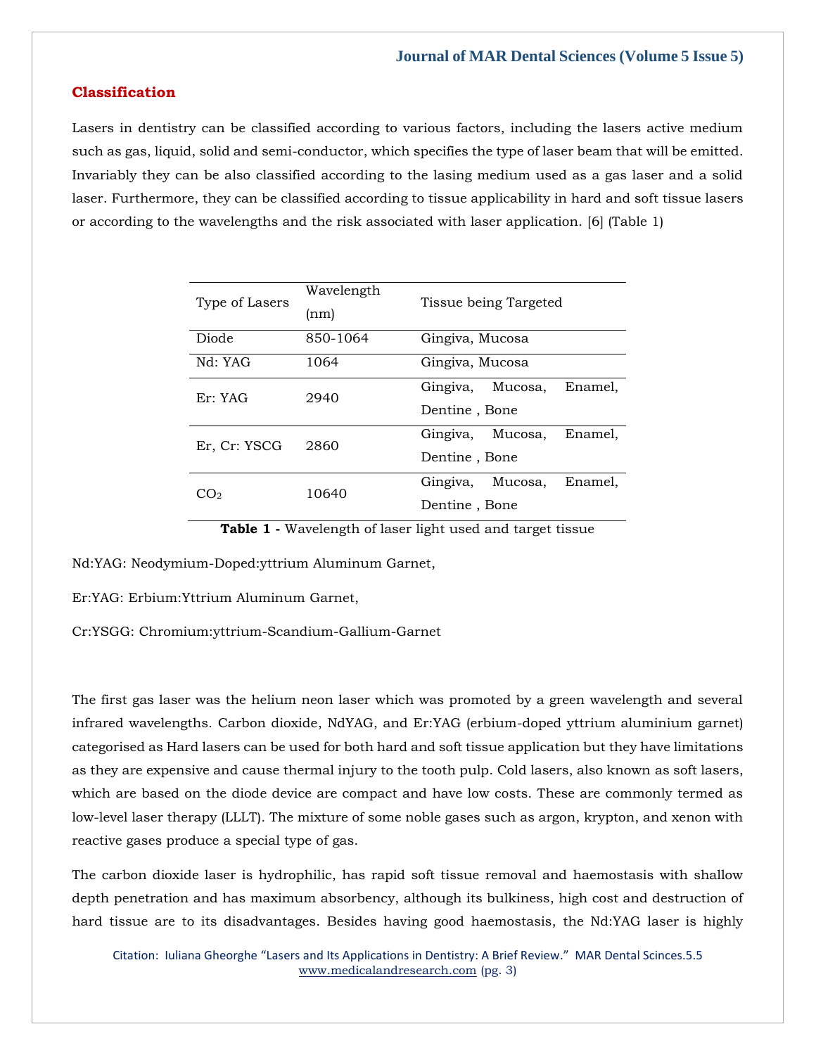## Classification

Lasers in dentistry can be classified according to various factors, including the lasers active medium such as gas, liquid, solid and semi-conductor, which specifies the type of laser beam that will be emitted. Invariably they can be also classified according to the lasing medium used as a gas laser and a solid laser. Furthermore, they can be classified according to tissue applicability in hard and soft tissue lasers or according to the wavelengths and the risk associated with laser application. [6] (Table 1)

| Type of Lasers | Wavelength (nm) | Tissue being Targeted |
|---|---|---|
| Diode | 850-1064 | Gingiva, Mucosa |
| Nd: YAG | 1064 | Gingiva, Mucosa |
| Er: YAG | 2940 | Gingiva, Mucosa, Enamel, Dentine , Bone |
| Er, Cr: YSCG | 2860 | Gingiva, Mucosa, Enamel, Dentine , Bone |
| $CO_2$ | 10640 | Gingiva, Mucosa, Enamel, Dentine , Bone |

**Table 1 -** Wavelength of laser light used and target tissue

Nd:YAG: Neodymium-Doped:yttrium Aluminum Garnet,

Er:YAG: Erbium:Yttrium Aluminum Garnet,

Cr:YSGG: Chromium:yttrium-Scandium-Gallium-Garnet

The first gas laser was the helium neon laser which was promoted by a green wavelength and several infrared wavelengths. Carbon dioxide, NdYAG, and Er:YAG (erbium-doped yttrium aluminium garnet) categorised as Hard lasers can be used for both hard and soft tissue application but they have limitations as they are expensive and cause thermal injury to the tooth pulp. Cold lasers, also known as soft lasers, which are based on the diode device are compact and have low costs. These are commonly termed as low-level laser therapy (LLLT). The mixture of some noble gases such as argon, krypton, and xenon with reactive gases produce a special type of gas.

The carbon dioxide laser is hydrophilic, has rapid soft tissue removal and haemostasis with shallow depth penetration and has maximum absorbency, although its bulkiness, high cost and destruction of hard tissue are to its disadvantages. Besides having good haemostasis, the Nd:YAG laser is highly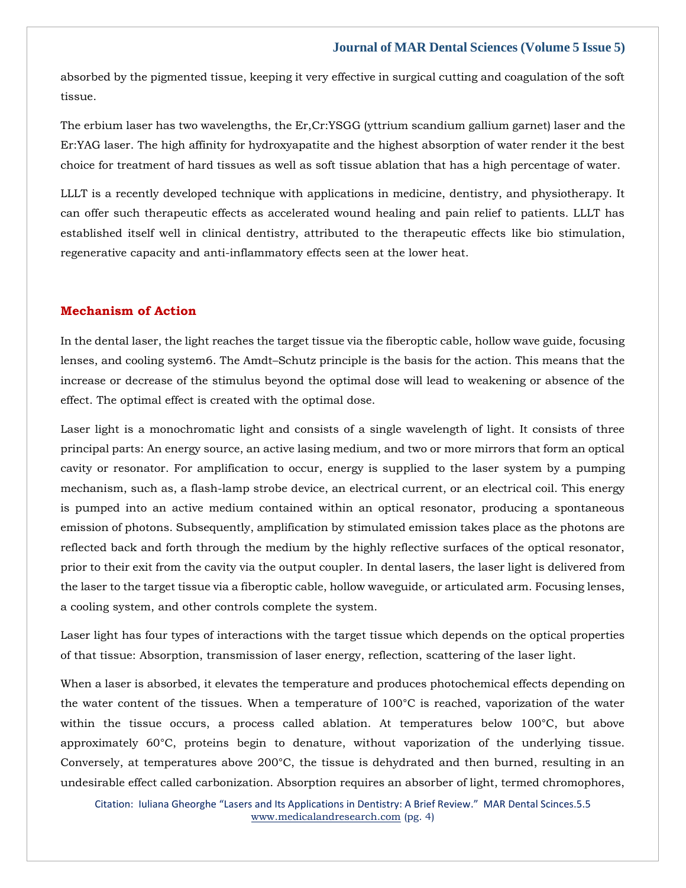absorbed by the pigmented tissue, keeping it very effective in surgical cutting and coagulation of the soft tissue.

The erbium laser has two wavelengths, the Er,Cr:YSGG (yttrium scandium gallium garnet) laser and the Er:YAG laser. The high affinity for hydroxyapatite and the highest absorption of water render it the best choice for treatment of hard tissues as well as soft tissue ablation that has a high percentage of water.

LLLT is a recently developed technique with applications in medicine, dentistry, and physiotherapy. It can offer such therapeutic effects as accelerated wound healing and pain relief to patients. LLLT has established itself well in clinical dentistry, attributed to the therapeutic effects like bio stimulation, regenerative capacity and anti-inflammatory effects seen at the lower heat.

## Mechanism of Action

In the dental laser, the light reaches the target tissue via the fiberoptic cable, hollow wave guide, focusing lenses, and cooling system6. The Amdt–Schutz principle is the basis for the action. This means that the increase or decrease of the stimulus beyond the optimal dose will lead to weakening or absence of the effect. The optimal effect is created with the optimal dose.

Laser light is a monochromatic light and consists of a single wavelength of light. It consists of three principal parts: An energy source, an active lasing medium, and two or more mirrors that form an optical cavity or resonator. For amplification to occur, energy is supplied to the laser system by a pumping mechanism, such as, a flash-lamp strobe device, an electrical current, or an electrical coil. This energy is pumped into an active medium contained within an optical resonator, producing a spontaneous emission of photons. Subsequently, amplification by stimulated emission takes place as the photons are reflected back and forth through the medium by the highly reflective surfaces of the optical resonator, prior to their exit from the cavity via the output coupler. In dental lasers, the laser light is delivered from the laser to the target tissue via a fiberoptic cable, hollow waveguide, or articulated arm. Focusing lenses, a cooling system, and other controls complete the system.

Laser light has four types of interactions with the target tissue which depends on the optical properties of that tissue: Absorption, transmission of laser energy, reflection, scattering of the laser light.

When a laser is absorbed, it elevates the temperature and produces photochemical effects depending on the water content of the tissues. When a temperature of 100°C is reached, vaporization of the water within the tissue occurs, a process called ablation. At temperatures below 100°C, but above approximately 60°C, proteins begin to denature, without vaporization of the underlying tissue. Conversely, at temperatures above 200°C, the tissue is dehydrated and then burned, resulting in an undesirable effect called carbonization. Absorption requires an absorber of light, termed chromophores,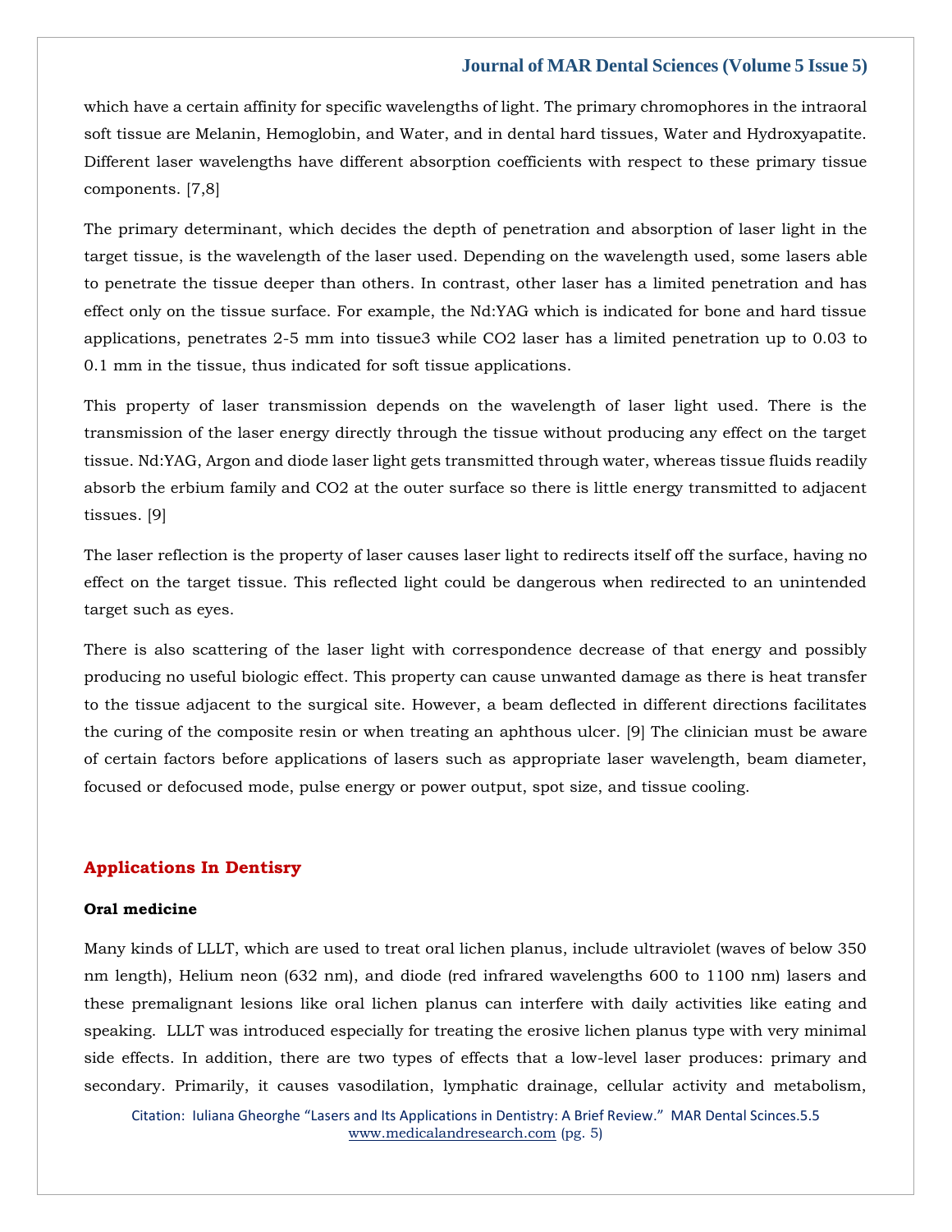which have a certain affinity for specific wavelengths of light. The primary chromophores in the intraoral soft tissue are Melanin, Hemoglobin, and Water, and in dental hard tissues, Water and Hydroxyapatite. Different laser wavelengths have different absorption coefficients with respect to these primary tissue components. [7,8]

The primary determinant, which decides the depth of penetration and absorption of laser light in the target tissue, is the wavelength of the laser used. Depending on the wavelength used, some lasers able to penetrate the tissue deeper than others. In contrast, other laser has a limited penetration and has effect only on the tissue surface. For example, the Nd:YAG which is indicated for bone and hard tissue applications, penetrates 2-5 mm into tissue3 while $CO_2$ laser has a limited penetration up to 0.03 to 0.1 mm in the tissue, thus indicated for soft tissue applications.

This property of laser transmission depends on the wavelength of laser light used. There is the transmission of the laser energy directly through the tissue without producing any effect on the target tissue. Nd:YAG, Argon and diode laser light gets transmitted through water, whereas tissue fluids readily absorb the erbium family and $CO_2$ at the outer surface so there is little energy transmitted to adjacent tissues. [9]

The laser reflection is the property of laser causes laser light to redirects itself off the surface, having no effect on the target tissue. This reflected light could be dangerous when redirected to an unintended target such as eyes.

There is also scattering of the laser light with correspondence decrease of that energy and possibly producing no useful biologic effect. This property can cause unwanted damage as there is heat transfer to the tissue adjacent to the surgical site. However, a beam deflected in different directions facilitates the curing of the composite resin or when treating an aphthous ulcer. [9] The clinician must be aware of certain factors before applications of lasers such as appropriate laser wavelength, beam diameter, focused or defocused mode, pulse energy or power output, spot size, and tissue cooling.

## Applications In Dentisry

### Oral medicine

Many kinds of LLLT, which are used to treat oral lichen planus, include ultraviolet (waves of below 350 nm length), Helium neon (632 nm), and diode (red infrared wavelengths 600 to 1100 nm) lasers and these premalignant lesions like oral lichen planus can interfere with daily activities like eating and speaking. LLLT was introduced especially for treating the erosive lichen planus type with very minimal side effects. In addition, there are two types of effects that a low-level laser produces: primary and secondary. Primarily, it causes vasodilation, lymphatic drainage, cellular activity and metabolism,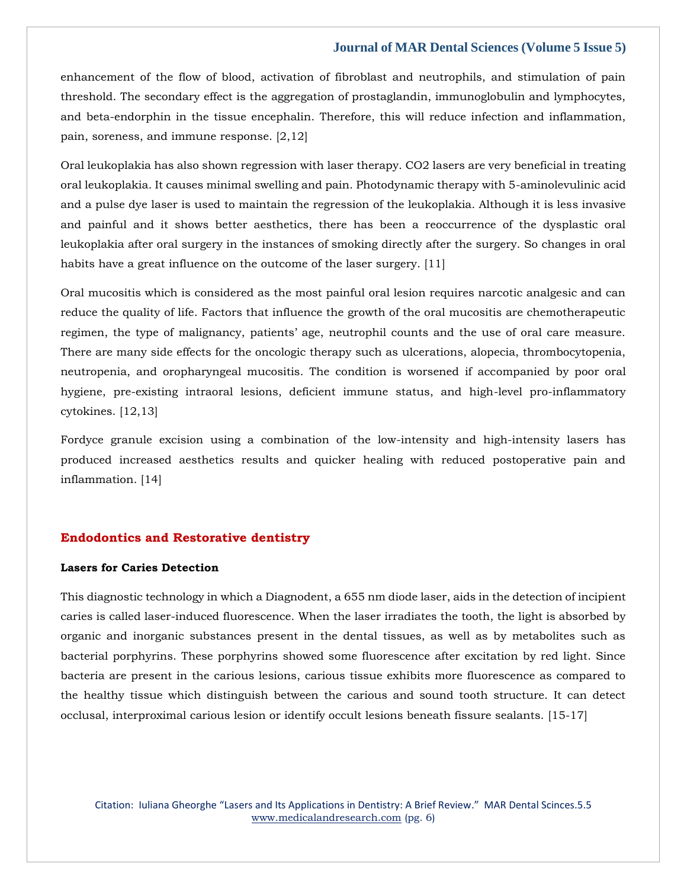enhancement of the flow of blood, activation of fibroblast and neutrophils, and stimulation of pain threshold. The secondary effect is the aggregation of prostaglandin, immunoglobulin and lymphocytes, and beta-endorphin in the tissue encephalin. Therefore, this will reduce infection and inflammation, pain, soreness, and immune response. [2,12]

Oral leukoplakia has also shown regression with laser therapy. $CO_2$ lasers are very beneficial in treating oral leukoplakia. It causes minimal swelling and pain. Photodynamic therapy with 5-aminolevulinic acid and a pulse dye laser is used to maintain the regression of the leukoplakia. Although it is less invasive and painful and it shows better aesthetics, there has been a reoccurrence of the dysplastic oral leukoplakia after oral surgery in the instances of smoking directly after the surgery. So changes in oral habits have a great influence on the outcome of the laser surgery. [11]

Oral mucositis which is considered as the most painful oral lesion requires narcotic analgesic and can reduce the quality of life. Factors that influence the growth of the oral mucositis are chemotherapeutic regimen, the type of malignancy, patients' age, neutrophil counts and the use of oral care measure. There are many side effects for the oncologic therapy such as ulcerations, alopecia, thrombocytopenia, neutropenia, and oropharyngeal mucositis. The condition is worsened if accompanied by poor oral hygiene, pre-existing intraoral lesions, deficient immune status, and high-level pro-inflammatory cytokines. [12,13]

Fordyce granule excision using a combination of the low-intensity and high-intensity lasers has produced increased aesthetics results and quicker healing with reduced postoperative pain and inflammation. [14]

## Endodontics and Restorative dentistry

### Lasers for Caries Detection

This diagnostic technology in which a Diagnodent, a 655 nm diode laser, aids in the detection of incipient caries is called laser-induced fluorescence. When the laser irradiates the tooth, the light is absorbed by organic and inorganic substances present in the dental tissues, as well as by metabolites such as bacterial porphyrins. These porphyrins showed some fluorescence after excitation by red light. Since bacteria are present in the carious lesions, carious tissue exhibits more fluorescence as compared to the healthy tissue which distinguish between the carious and sound tooth structure. It can detect occlusal, interproximal carious lesion or identify occult lesions beneath fissure sealants. [15-17]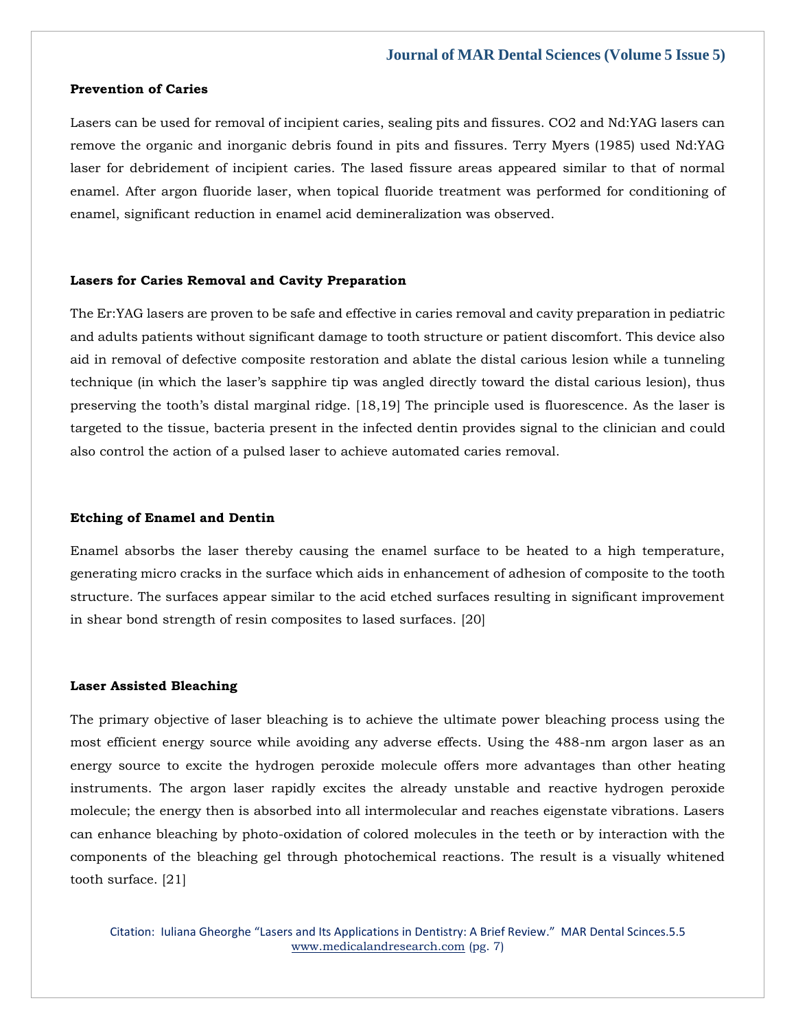### Prevention of Caries

Lasers can be used for removal of incipient caries, sealing pits and fissures. $CO_2$ and Nd:YAG lasers can remove the organic and inorganic debris found in pits and fissures. Terry Myers (1985) used Nd:YAG laser for debridement of incipient caries. The lased fissure areas appeared similar to that of normal enamel. After argon fluoride laser, when topical fluoride treatment was performed for conditioning of enamel, significant reduction in enamel acid demineralization was observed.

### Lasers for Caries Removal and Cavity Preparation

The Er:YAG lasers are proven to be safe and effective in caries removal and cavity preparation in pediatric and adults patients without significant damage to tooth structure or patient discomfort. This device also aid in removal of defective composite restoration and ablate the distal carious lesion while a tunneling technique (in which the laser's sapphire tip was angled directly toward the distal carious lesion), thus preserving the tooth's distal marginal ridge. [18,19] The principle used is fluorescence. As the laser is targeted to the tissue, bacteria present in the infected dentin provides signal to the clinician and could also control the action of a pulsed laser to achieve automated caries removal.

### Etching of Enamel and Dentin

Enamel absorbs the laser thereby causing the enamel surface to be heated to a high temperature, generating micro cracks in the surface which aids in enhancement of adhesion of composite to the tooth structure. The surfaces appear similar to the acid etched surfaces resulting in significant improvement in shear bond strength of resin composites to lased surfaces. [20]

### Laser Assisted Bleaching

The primary objective of laser bleaching is to achieve the ultimate power bleaching process using the most efficient energy source while avoiding any adverse effects. Using the 488-nm argon laser as an energy source to excite the hydrogen peroxide molecule offers more advantages than other heating instruments. The argon laser rapidly excites the already unstable and reactive hydrogen peroxide molecule; the energy then is absorbed into all intermolecular and reaches eigenstate vibrations. Lasers can enhance bleaching by photo-oxidation of colored molecules in the teeth or by interaction with the components of the bleaching gel through photochemical reactions. The result is a visually whitened tooth surface. [21]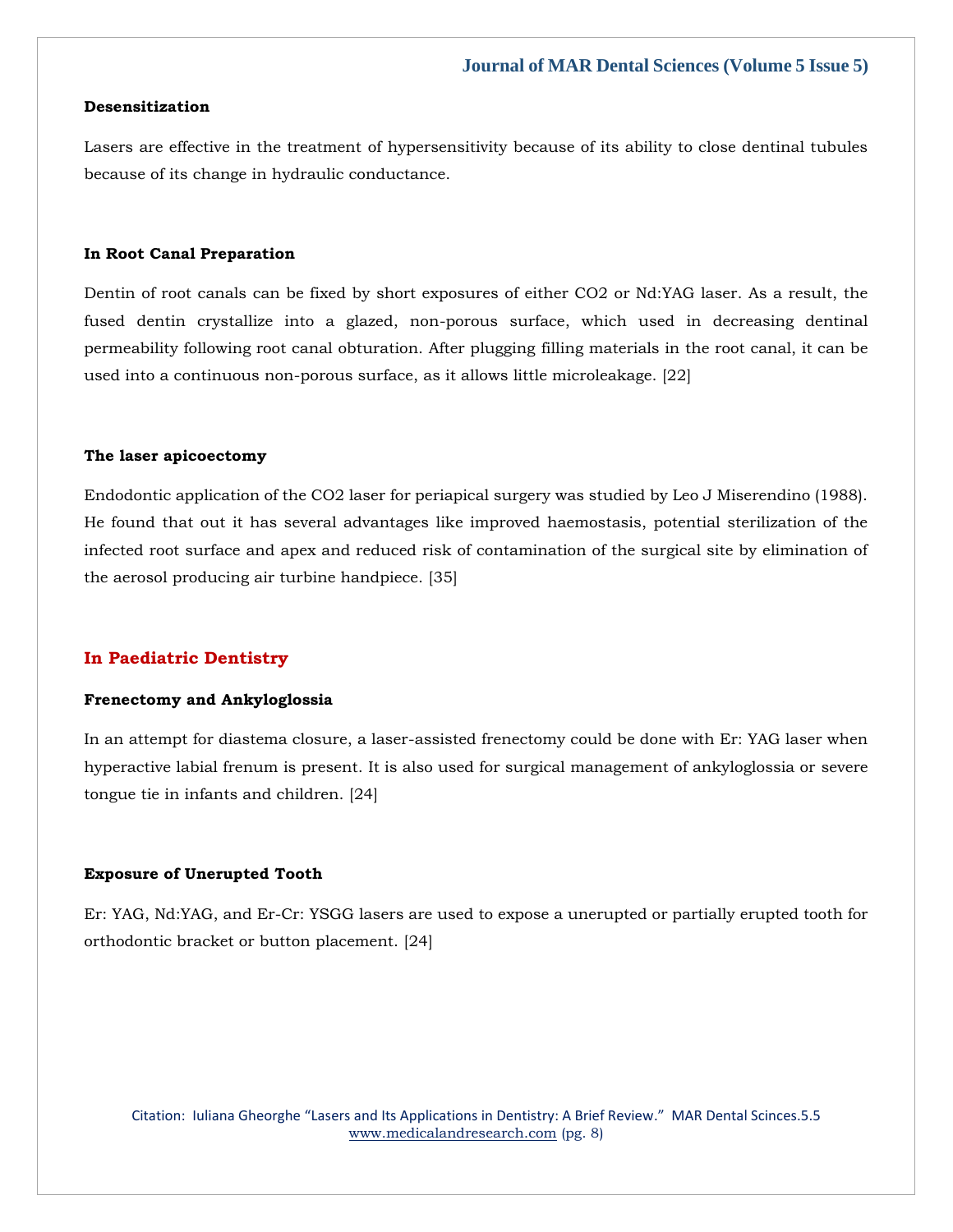### Desensitization

Lasers are effective in the treatment of hypersensitivity because of its ability to close dentinal tubules because of its change in hydraulic conductance.

### In Root Canal Preparation

Dentin of root canals can be fixed by short exposures of either $CO_2$ or Nd:YAG laser. As a result, the fused dentin crystallize into a glazed, non-porous surface, which used in decreasing dentinal permeability following root canal obturation. After plugging filling materials in the root canal, it can be used into a continuous non-porous surface, as it allows little microleakage. [22]

### The laser apicoectomy

Endodontic application of the $CO_2$ laser for periapical surgery was studied by Leo J Miserendino (1988). He found that out it has several advantages like improved haemostasis, potential sterilization of the infected root surface and apex and reduced risk of contamination of the surgical site by elimination of the aerosol producing air turbine handpiece. [35]

## In Paediatric Dentistry

### Frenectomy and Ankyloglossia

In an attempt for diastema closure, a laser-assisted frenectomy could be done with Er: YAG laser when hyperactive labial frenum is present. It is also used for surgical management of ankyloglossia or severe tongue tie in infants and children. [24]

### Exposure of Unerupted Tooth

Er: YAG, Nd:YAG, and Er-Cr: YSGG lasers are used to expose a unerupted or partially erupted tooth for orthodontic bracket or button placement. [24]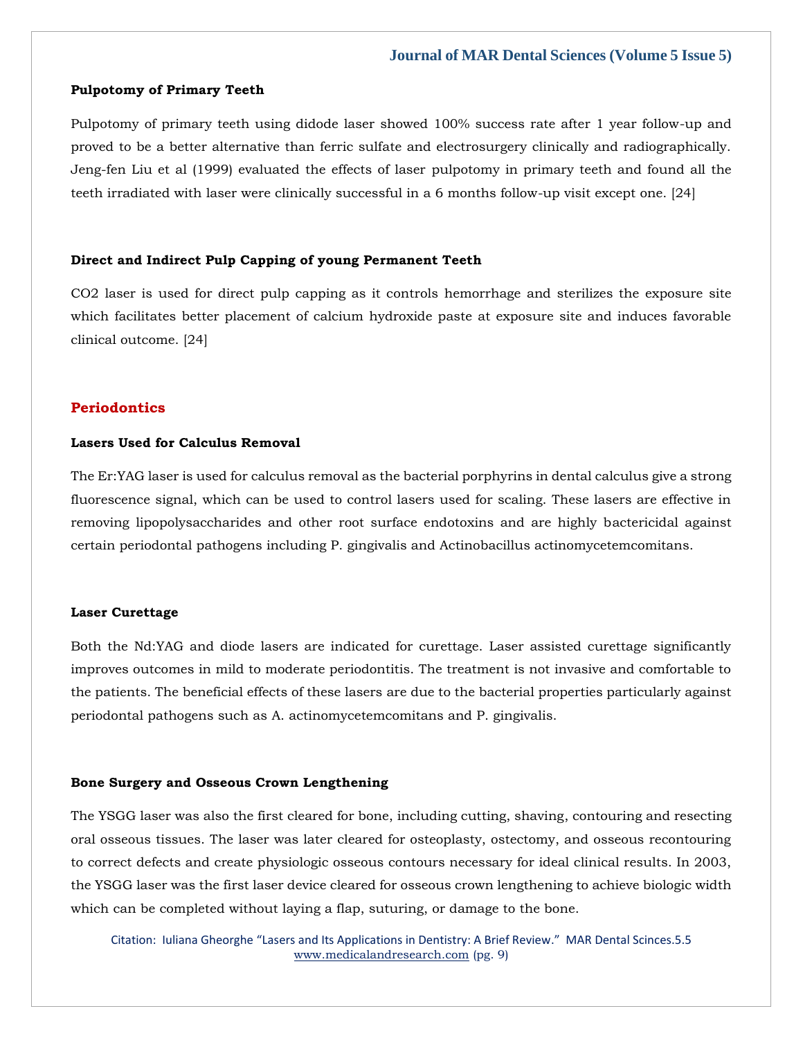### Pulpotomy of Primary Teeth

Pulpotomy of primary teeth using didode laser showed 100% success rate after 1 year follow-up and proved to be a better alternative than ferric sulfate and electrosurgery clinically and radiographically. Jeng-fen Liu et al (1999) evaluated the effects of laser pulpotomy in primary teeth and found all the teeth irradiated with laser were clinically successful in a 6 months follow-up visit except one. [24]

### Direct and Indirect Pulp Capping of young Permanent Teeth

$CO_2$ laser is used for direct pulp capping as it controls hemorrhage and sterilizes the exposure site which facilitates better placement of calcium hydroxide paste at exposure site and induces favorable clinical outcome. [24]

## Periodontics

### Lasers Used for Calculus Removal

The Er:YAG laser is used for calculus removal as the bacterial porphyrins in dental calculus give a strong fluorescence signal, which can be used to control lasers used for scaling. These lasers are effective in removing lipopolysaccharides and other root surface endotoxins and are highly bactericidal against certain periodontal pathogens including P. gingivalis and Actinobacillus actinomycetemcomitans.

### Laser Curettage

Both the Nd:YAG and diode lasers are indicated for curettage. Laser assisted curettage significantly improves outcomes in mild to moderate periodontitis. The treatment is not invasive and comfortable to the patients. The beneficial effects of these lasers are due to the bacterial properties particularly against periodontal pathogens such as A. actinomycetemcomitans and P. gingivalis.

### Bone Surgery and Osseous Crown Lengthening

The YSGG laser was also the first cleared for bone, including cutting, shaving, contouring and resecting oral osseous tissues. The laser was later cleared for osteoplasty, ostectomy, and osseous recontouring to correct defects and create physiologic osseous contours necessary for ideal clinical results. In 2003, the YSGG laser was the first laser device cleared for osseous crown lengthening to achieve biologic width which can be completed without laying a flap, suturing, or damage to the bone.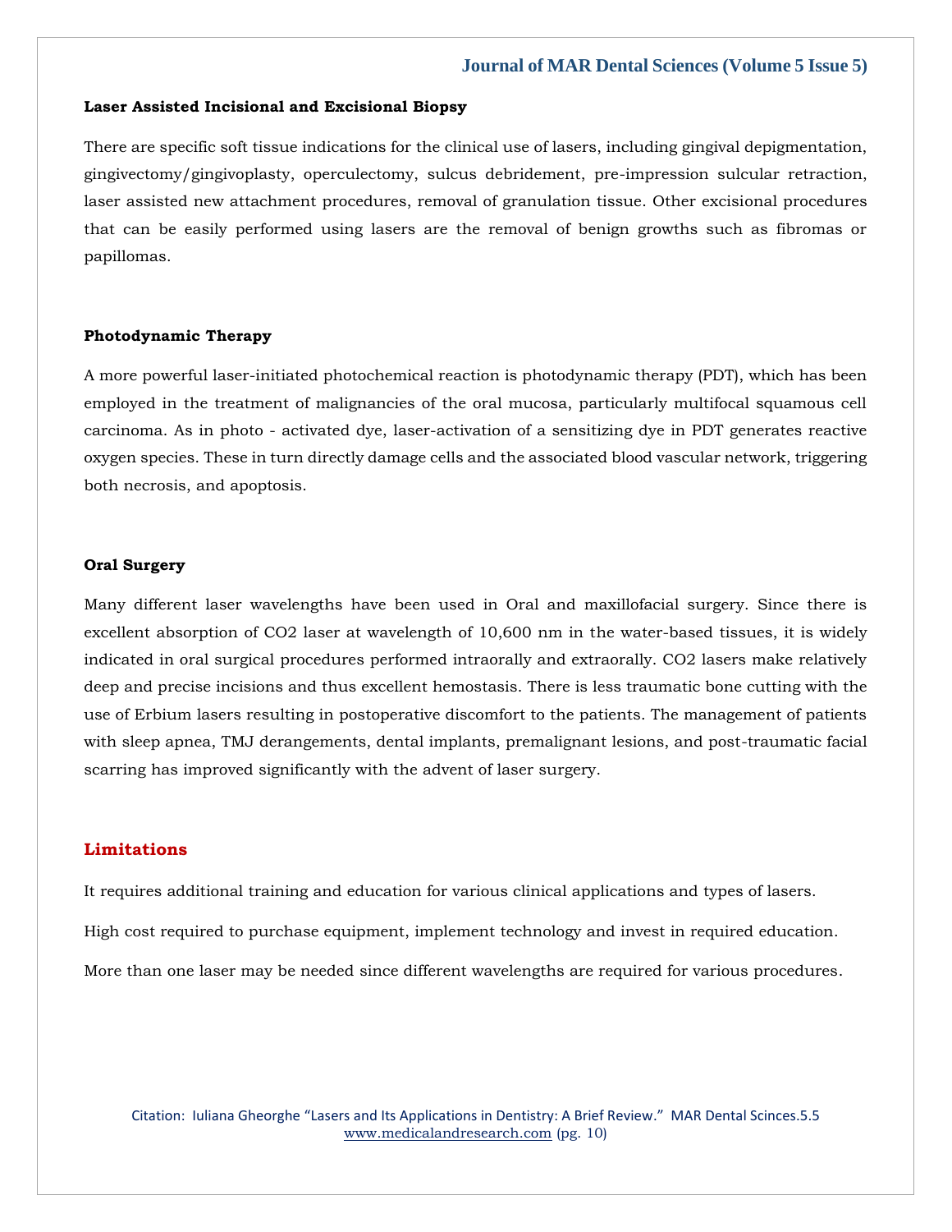### Laser Assisted Incisional and Excisional Biopsy

There are specific soft tissue indications for the clinical use of lasers, including gingival depigmentation, gingivectomy/gingivoplasty, operculectomy, sulcus debridement, pre-impression sulcular retraction, laser assisted new attachment procedures, removal of granulation tissue. Other excisional procedures that can be easily performed using lasers are the removal of benign growths such as fibromas or papillomas.

### Photodynamic Therapy

A more powerful laser-initiated photochemical reaction is photodynamic therapy (PDT), which has been employed in the treatment of malignancies of the oral mucosa, particularly multifocal squamous cell carcinoma. As in photo - activated dye, laser-activation of a sensitizing dye in PDT generates reactive oxygen species. These in turn directly damage cells and the associated blood vascular network, triggering both necrosis, and apoptosis.

### Oral Surgery

Many different laser wavelengths have been used in Oral and maxillofacial surgery. Since there is excellent absorption of $CO_2$ laser at wavelength of 10,600 nm in the water-based tissues, it is widely indicated in oral surgical procedures performed intraorally and extraorally. $CO_2$ lasers make relatively deep and precise incisions and thus excellent hemostasis. There is less traumatic bone cutting with the use of Erbium lasers resulting in postoperative discomfort to the patients. The management of patients with sleep apnea, TMJ derangements, dental implants, premalignant lesions, and post-traumatic facial scarring has improved significantly with the advent of laser surgery.

## Limitations

It requires additional training and education for various clinical applications and types of lasers.

High cost required to purchase equipment, implement technology and invest in required education.

More than one laser may be needed since different wavelengths are required for various procedures.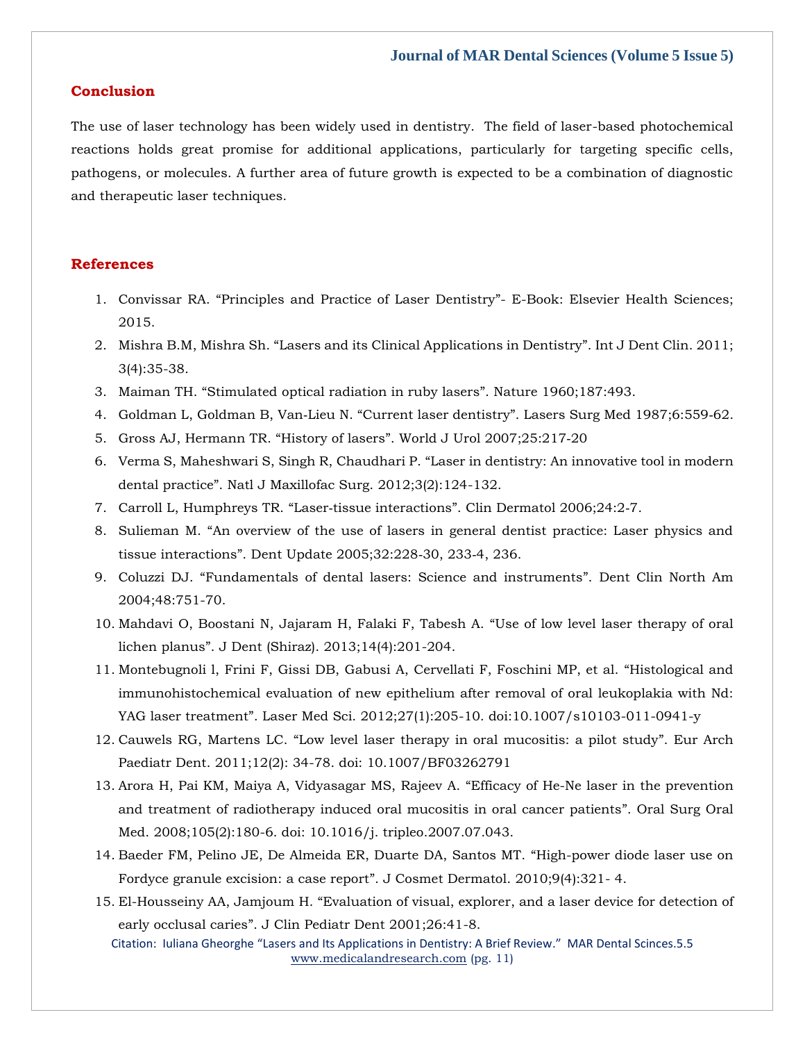## Conclusion

The use of laser technology has been widely used in dentistry. The field of laser-based photochemical reactions holds great promise for additional applications, particularly for targeting specific cells, pathogens, or molecules. A further area of future growth is expected to be a combination of diagnostic and therapeutic laser techniques.

## References

1. Convissar RA. "Principles and Practice of Laser Dentistry"- E-Book: Elsevier Health Sciences; 2015.
2. Mishra B.M, Mishra Sh. "Lasers and its Clinical Applications in Dentistry". Int J Dent Clin. 2011; 3(4):35-38.
3. Maiman TH. "Stimulated optical radiation in ruby lasers". Nature 1960;187:493.
4. Goldman L, Goldman B, Van-Lieu N. "Current laser dentistry". Lasers Surg Med 1987;6:559-62.
5. Gross AJ, Hermann TR. "History of lasers". World J Urol 2007;25:217-20
6. Verma S, Maheshwari S, Singh R, Chaudhari P. "Laser in dentistry: An innovative tool in modern dental practice". Natl J Maxillofac Surg. 2012;3(2):124-132.
7. Carroll L, Humphreys TR. "Laser-tissue interactions". Clin Dermatol 2006;24:2-7.
8. Sulieman M. "An overview of the use of lasers in general dentist practice: Laser physics and tissue interactions". Dent Update 2005;32:228-30, 233-4, 236.
9. Coluzzi DJ. "Fundamentals of dental lasers: Science and instruments". Dent Clin North Am 2004;48:751-70.
10. Mahdavi O, Boostani N, Jajaram H, Falaki F, Tabesh A. "Use of low level laser therapy of oral lichen planus". J Dent (Shiraz). 2013;14(4):201-204.
11. Montebugnoli l, Frini F, Gissi DB, Gabusi A, Cervellati F, Foschini MP, et al. "Histological and immunohistochemical evaluation of new epithelium after removal of oral leukoplakia with Nd: YAG laser treatment". Laser Med Sci. 2012;27(1):205-10. doi:10.1007/s10103-011-0941-y
12. Cauwels RG, Martens LC. "Low level laser therapy in oral mucositis: a pilot study". Eur Arch Paediatr Dent. 2011;12(2): 34-78. doi: 10.1007/BF03262791
13. Arora H, Pai KM, Maiya A, Vidyasagar MS, Rajeev A. "Efficacy of He-Ne laser in the prevention and treatment of radiotherapy induced oral mucositis in oral cancer patients". Oral Surg Oral Med. 2008;105(2):180-6. doi: 10.1016/j. tripleo.2007.07.043.
14. Baeder FM, Pelino JE, De Almeida ER, Duarte DA, Santos MT. "High-power diode laser use on Fordyce granule excision: a case report". J Cosmet Dermatol. 2010;9(4):321- 4.
15. El-Housseiny AA, Jamjoum H. "Evaluation of visual, explorer, and a laser device for detection of early occlusal caries". J Clin Pediatr Dent 2001;26:41-8.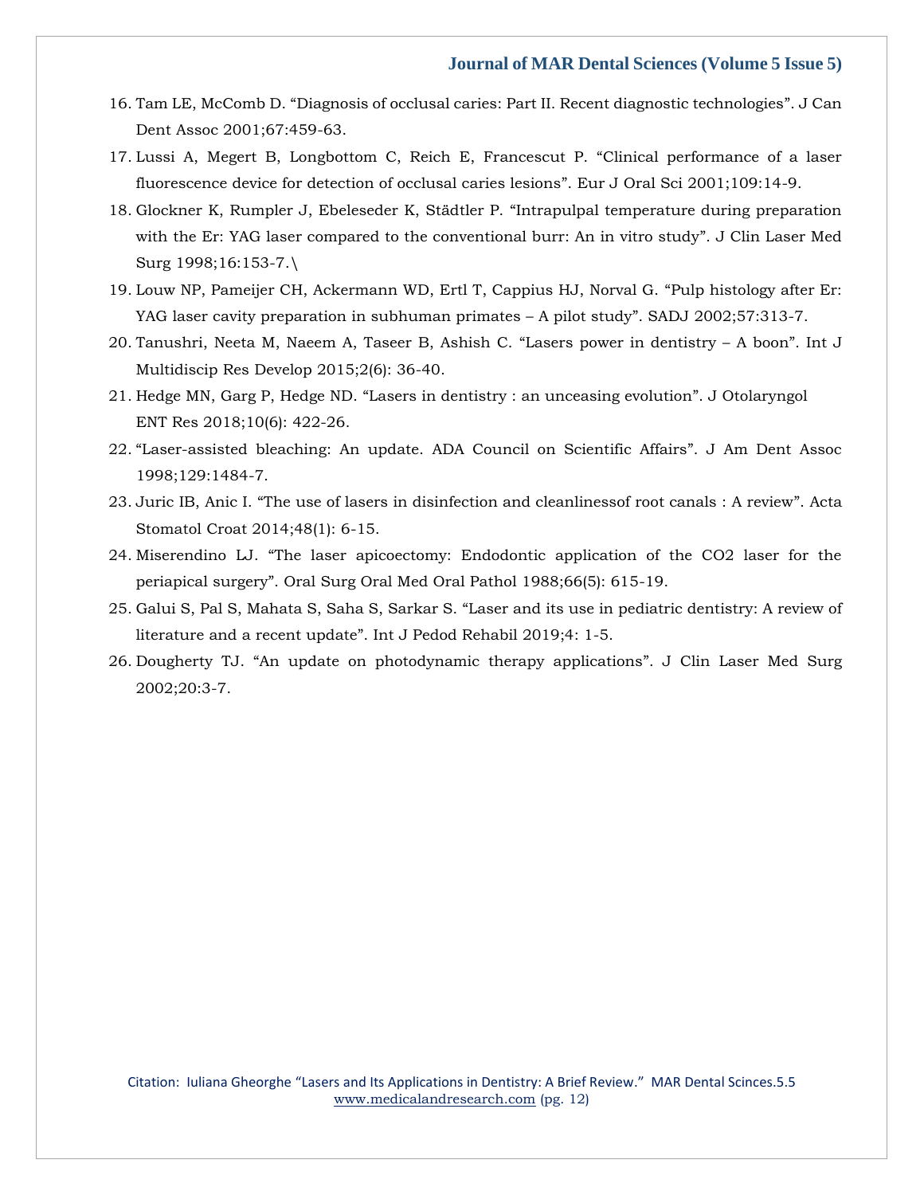16. Tam LE, McComb D. “Diagnosis of occlusal caries: Part II. Recent diagnostic technologies”. J Can Dent Assoc 2001;67:459-63.
17. Lussi A, Megert B, Longbottom C, Reich E, Francescut P. “Clinical performance of a laser fluorescence device for detection of occlusal caries lesions”. Eur J Oral Sci 2001;109:14-9.
18. Glockner K, Rumpler J, Ebeleseder K, Städtler P. “Intrapulpal temperature during preparation with the Er: YAG laser compared to the conventional burr: An in vitro study”. J Clin Laser Med Surg 1998;16:153-7.\
19. Louw NP, Pameijer CH, Ackermann WD, Ertl T, Cappius HJ, Norval G. “Pulp histology after Er: YAG laser cavity preparation in subhuman primates – A pilot study”. SADJ 2002;57:313-7.
20. Tanushri, Neeta M, Naeem A, Taseer B, Ashish C. “Lasers power in dentistry – A boon”. Int J Multidiscip Res Develop 2015;2(6): 36-40.
21. Hedge MN, Garg P, Hedge ND. “Lasers in dentistry : an unceasing evolution”. J Otolaryngol ENT Res 2018;10(6): 422-26.
22. “Laser-assisted bleaching: An update. ADA Council on Scientific Affairs”. J Am Dent Assoc 1998;129:1484-7.
23. Juric IB, Anic I. “The use of lasers in disinfection and cleanlinessof root canals : A review”. Acta Stomatol Croat 2014;48(1): 6-15.
24. Miserendino LJ. “The laser apicoectomy: Endodontic application of the CO2 laser for the periapical surgery”. Oral Surg Oral Med Oral Pathol 1988;66(5): 615-19.
25. Galui S, Pal S, Mahata S, Saha S, Sarkar S. “Laser and its use in pediatric dentistry: A review of literature and a recent update”. Int J Pedod Rehabil 2019;4: 1-5.
26. Dougherty TJ. “An update on photodynamic therapy applications”. J Clin Laser Med Surg 2002;20:3-7.